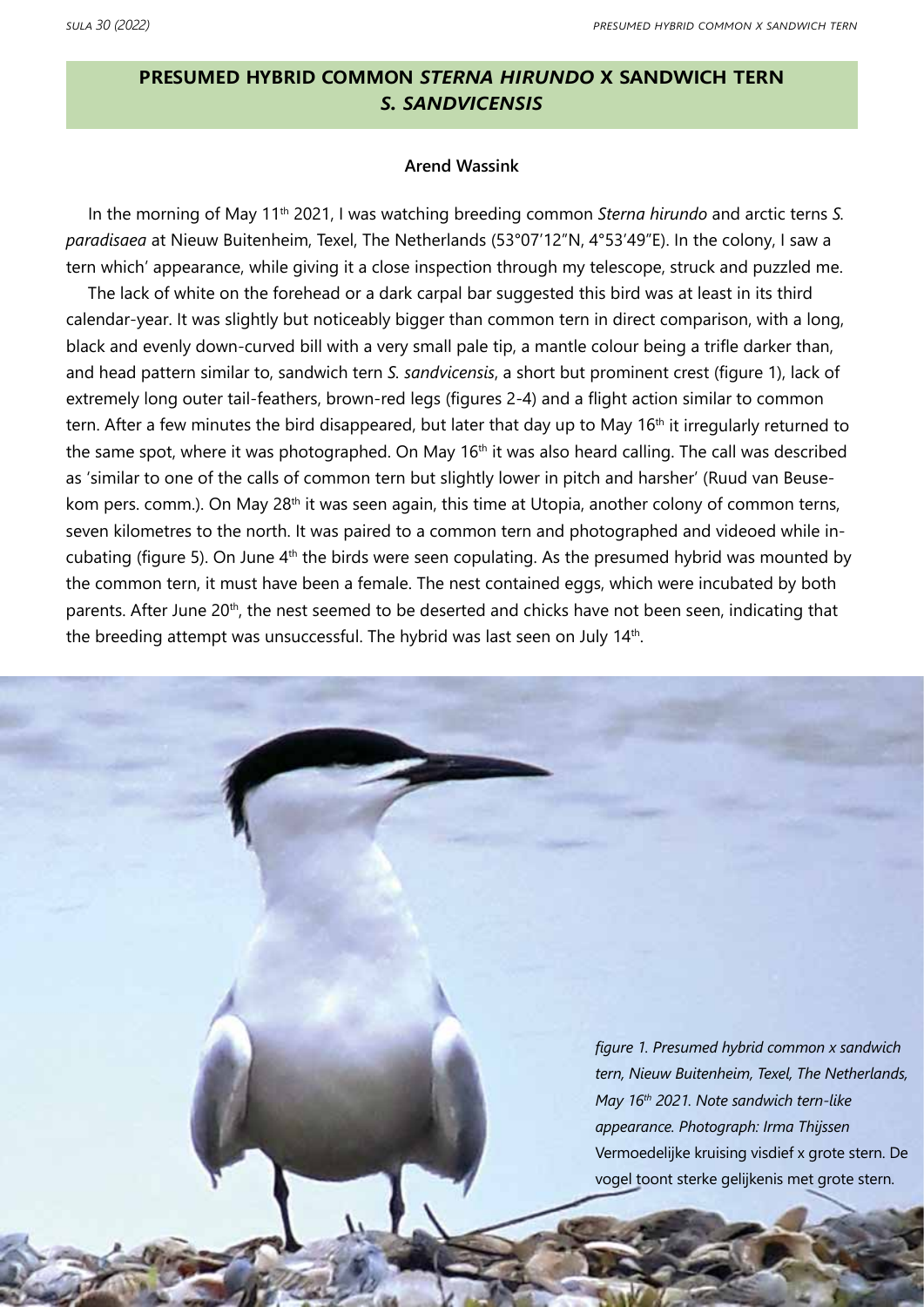# PRESUMED HYBRID COMMON *STERNA HIRUNDO* X SANDWICH TERN *S. SANDVICENSIS*

**Arend Wassink**

In the morning of May 11th 2021, I was watching breeding common *Sterna hirundo* and arctic terns *S. paradisaea* at Nieuw Buitenheim, Texel, The Netherlands (53°07'12"N, 4°53'49"E). In the colony, I saw a tern which' appearance, while giving it a close inspection through my telescope, struck and puzzled me.

The lack of white on the forehead or a dark carpal bar suggested this bird was at least in its third calendar-year. It was slightly but noticeably bigger than common tern in direct comparison, with a long, black and evenly down-curved bill with a very small pale tip, a mantle colour being a trifle darker than, and head pattern similar to, sandwich tern *S. sandvicensis*, a short but prominent crest (figure 1), lack of extremely long outer tail-feathers, brown-red legs (figures 2-4) and a flight action similar to common tern. After a few minutes the bird disappeared, but later that day up to May 16th it irregularly returned to the same spot, where it was photographed. On May 16th it was also heard calling. The call was described as 'similar to one of the calls of common tern but slightly lower in pitch and harsher' (Ruud van Beusekom pers. comm.). On May 28th it was seen again, this time at Utopia, another colony of common terns, seven kilometres to the north. It was paired to a common tern and photographed and videoed while incubating (figure 5). On June 4th the birds were seen copulating. As the presumed hybrid was mounted by the common tern, it must have been a female. The nest contained eggs, which were incubated by both parents. After June 20th, the nest seemed to be deserted and chicks have not been seen, indicating that the breeding attempt was unsuccessful. The hybrid was last seen on July 14th.

*figure 1. Presumed hybrid common x sandwich tern, Nieuw Buitenheim, Texel, The Netherlands, May 16th 2021. Note sandwich tern-like appearance. Photograph: Irma Thijssen*
Vermoedelijke kruising visdief x grote stern. De vogel toont sterke gelijkenis met grote stern.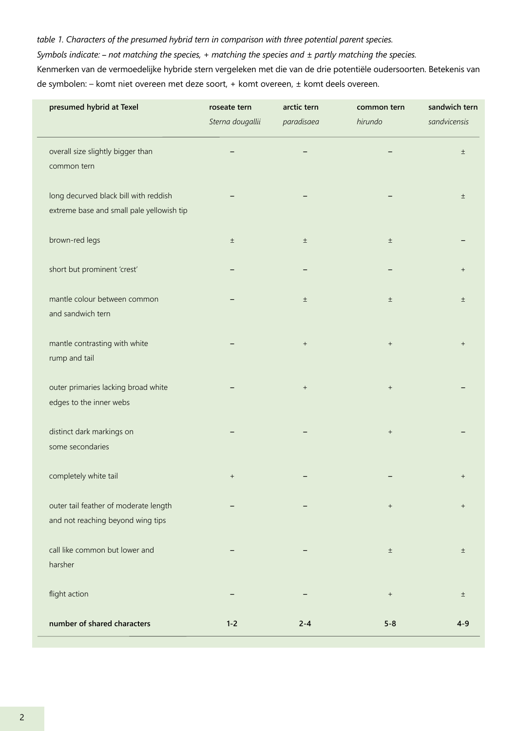*table 1. Characters of the presumed hybrid tern in comparison with three potential parent species.*
*Symbols indicate: – not matching the species, + matching the species and ± partly matching the species.*
Kenmerken van de vermoedelijke hybride stern vergeleken met die van de drie potentiële oudersoorten. Betekenis van de symbolen: – komt niet overeen met deze soort, + komt overeen, ± komt deels overeen.

| **presumed hybrid at Texel** | **roseate tern** *Sterna dougallii* | **arctic tern** *paradisaea* | **common tern** *hirundo* | **sandwich tern** *sandvicensis* |
|---|---|---|---|---|
| overall size slightly bigger than common tern | – | – | – | ± |
| long decurved black bill with reddish extreme base and small pale yellowish tip | – | – | – | ± |
| brown-red legs | ± | ± | ± | – |
| short but prominent 'crest' | – | – | – | + |
| mantle colour between common and sandwich tern | – | ± | ± | ± |
| mantle contrasting with white rump and tail | – | + | + | + |
| outer primaries lacking broad white edges to the inner webs | – | + | + | – |
| distinct dark markings on some secondaries | – | – | + | – |
| completely white tail | + | – | – | + |
| outer tail feather of moderate length and not reaching beyond wing tips | – | – | + | + |
| call like common but lower and harsher | – | – | ± | ± |
| flight action | – | – | + | ± |
| **number of shared characters** | **1-2** | **2-4** | **5-8** | **4-9** |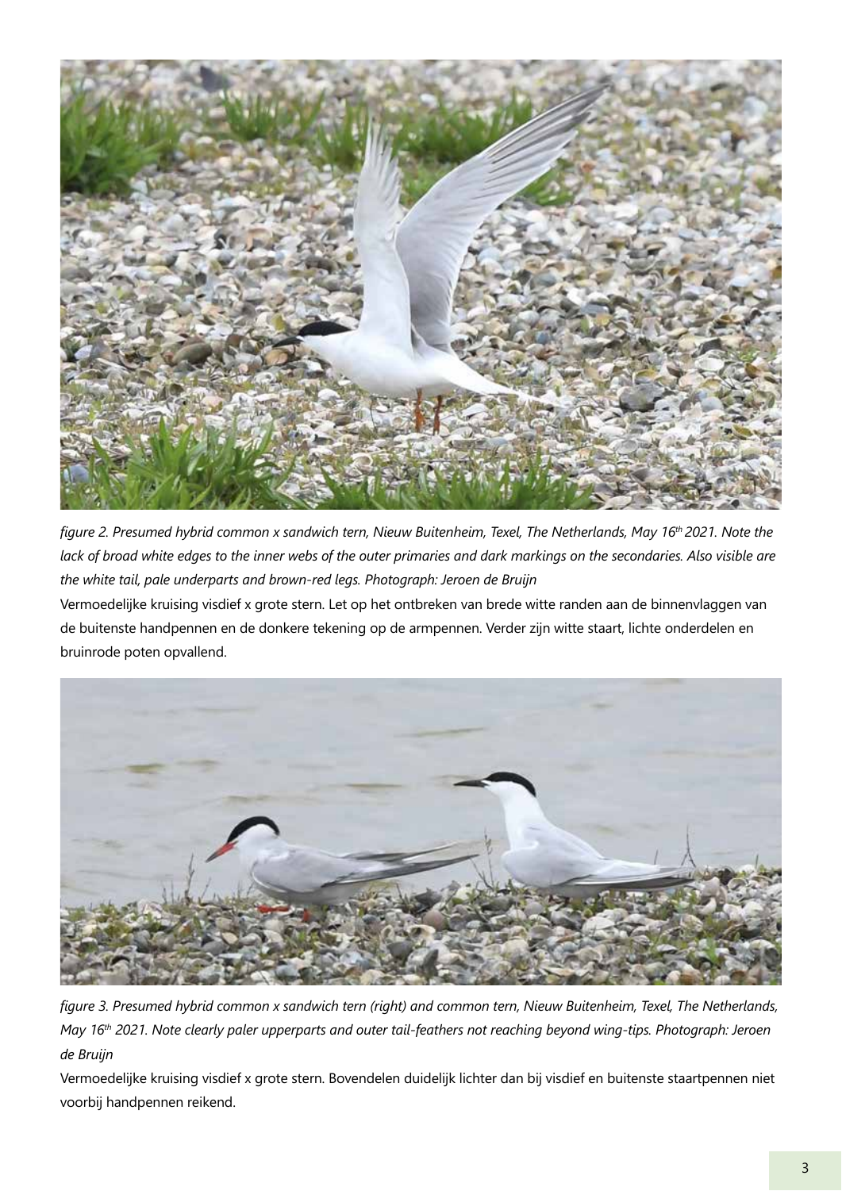*figure 2. Presumed hybrid common x sandwich tern, Nieuw Buitenheim, Texel, The Netherlands, May 16th 2021. Note the lack of broad white edges to the inner webs of the outer primaries and dark markings on the secondaries. Also visible are the white tail, pale underparts and brown-red legs. Photograph: Jeroen de Bruijn*

Vermoedelijke kruising visdief x grote stern. Let op het ontbreken van brede witte randen aan de binnenvlaggen van de buitenste handpennen en de donkere tekening op de armpennen. Verder zijn witte staart, lichte onderdelen en bruinrode poten opvallend.

*figure 3. Presumed hybrid common x sandwich tern (right) and common tern, Nieuw Buitenheim, Texel, The Netherlands, May 16th 2021. Note clearly paler upperparts and outer tail-feathers not reaching beyond wing-tips. Photograph: Jeroen de Bruijn*

Vermoedelijke kruising visdief x grote stern. Bovendelen duidelijk lichter dan bij visdief en buitenste staartpennen niet voorbij handpennen reikend.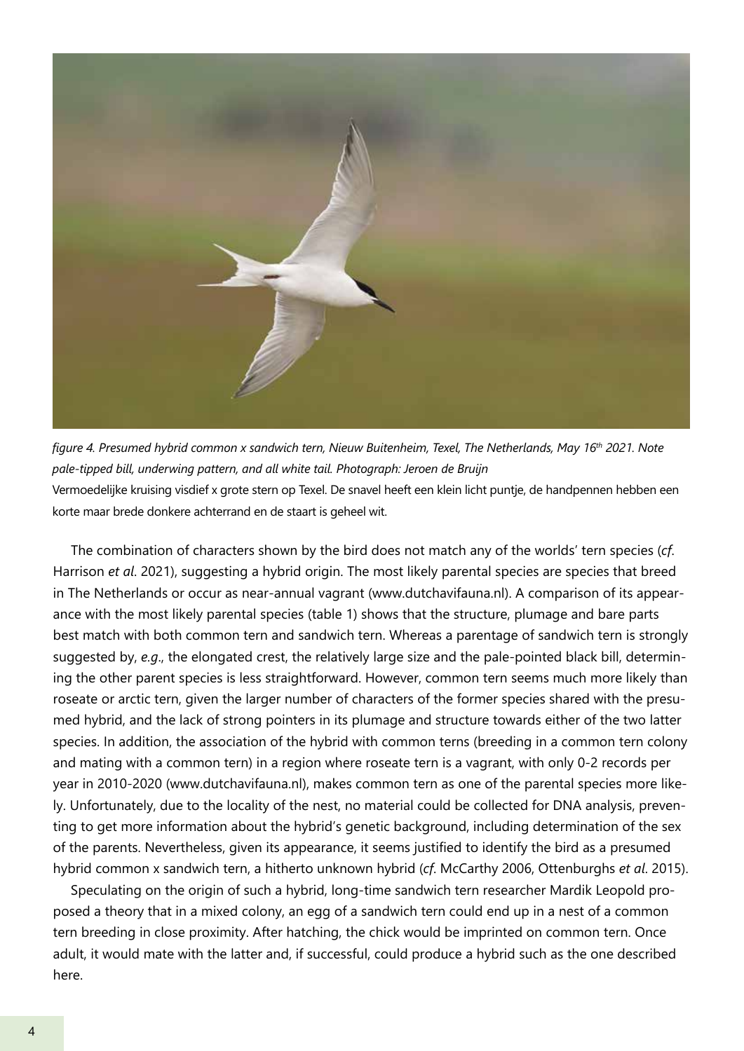*figure 4. Presumed hybrid common x sandwich tern, Nieuw Buitenheim, Texel, The Netherlands, May 16th 2021. Note pale-tipped bill, underwing pattern, and all white tail. Photograph: Jeroen de Bruijn*

Vermoedelijke kruising visdief x grote stern op Texel. De snavel heeft een klein licht puntje, de handpennen hebben een korte maar brede donkere achterrand en de staart is geheel wit.

The combination of characters shown by the bird does not match any of the worlds' tern species (*cf*. Harrison *et al*. 2021), suggesting a hybrid origin. The most likely parental species are species that breed in The Netherlands or occur as near-annual vagrant (www.dutchavifauna.nl). A comparison of its appearance with the most likely parental species (table 1) shows that the structure, plumage and bare parts best match with both common tern and sandwich tern. Whereas a parentage of sandwich tern is strongly suggested by, *e.g*., the elongated crest, the relatively large size and the pale-pointed black bill, determining the other parent species is less straightforward. However, common tern seems much more likely than roseate or arctic tern, given the larger number of characters of the former species shared with the presumed hybrid, and the lack of strong pointers in its plumage and structure towards either of the two latter species. In addition, the association of the hybrid with common terns (breeding in a common tern colony and mating with a common tern) in a region where roseate tern is a vagrant, with only 0-2 records per year in 2010-2020 (www.dutchavifauna.nl), makes common tern as one of the parental species more likely. Unfortunately, due to the locality of the nest, no material could be collected for DNA analysis, preventing to get more information about the hybrid's genetic background, including determination of the sex of the parents. Nevertheless, given its appearance, it seems justified to identify the bird as a presumed hybrid common x sandwich tern, a hitherto unknown hybrid (*cf*. McCarthy 2006, Ottenburghs *et al*. 2015).

Speculating on the origin of such a hybrid, long-time sandwich tern researcher Mardik Leopold proposed a theory that in a mixed colony, an egg of a sandwich tern could end up in a nest of a common tern breeding in close proximity. After hatching, the chick would be imprinted on common tern. Once adult, it would mate with the latter and, if successful, could produce a hybrid such as the one described here.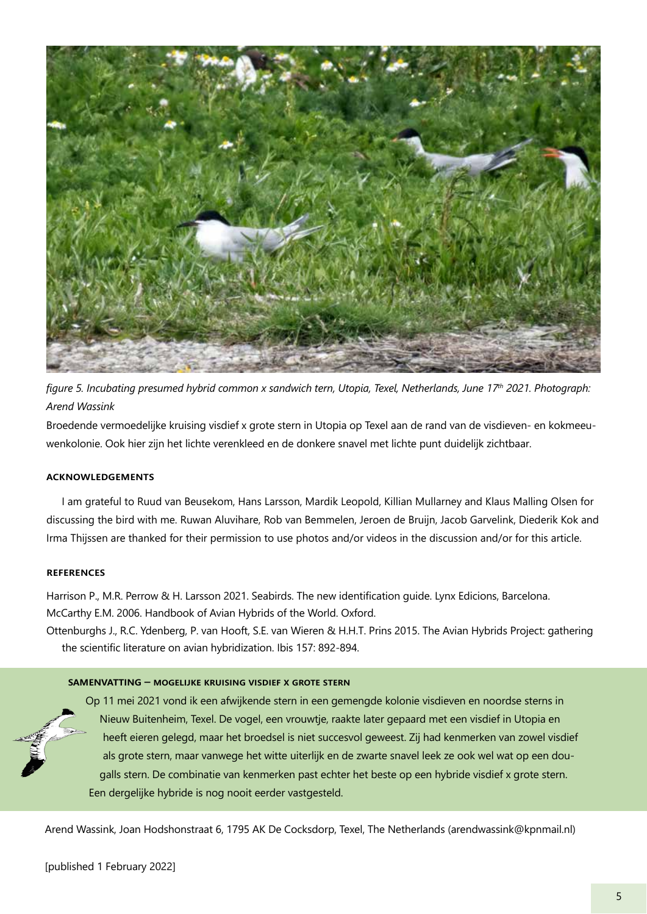*figure 5. Incubating presumed hybrid common x sandwich tern, Utopia, Texel, Netherlands, June 17th 2021. Photograph: Arend Wassink*

Broedende vermoedelijke kruising visdief x grote stern in Utopia op Texel aan de rand van de visdieven- en kokmeeuwenkolonie. Ook hier zijn het lichte verenkleed en de donkere snavel met lichte punt duidelijk zichtbaar.

#### ACKNOWLEDGEMENTS

I am grateful to Ruud van Beusekom, Hans Larsson, Mardik Leopold, Killian Mullarney and Klaus Malling Olsen for discussing the bird with me. Ruwan Aluvihare, Rob van Bemmelen, Jeroen de Bruijn, Jacob Garvelink, Diederik Kok and Irma Thijssen are thanked for their permission to use photos and/or videos in the discussion and/or for this article.

#### REFERENCES

Harrison P., M.R. Perrow & H. Larsson 2021. Seabirds. The new identification guide. Lynx Edicions, Barcelona.

McCarthy E.M. 2006. Handbook of Avian Hybrids of the World. Oxford.

Ottenburghs J., R.C. Ydenberg, P. van Hooft, S.E. van Wieren & H.H.T. Prins 2015. The Avian Hybrids Project: gathering the scientific literature on avian hybridization. Ibis 157: 892-894.

#### SAMENVATTING – MOGELIJKE KRUISING VISDIEF X GROTE STERN

Op 11 mei 2021 vond ik een afwijkende stern in een gemengde kolonie visdieven en noordse sterns in Nieuw Buitenheim, Texel. De vogel, een vrouwtje, raakte later gepaard met een visdief in Utopia en heeft eieren gelegd, maar het broedsel is niet succesvol geweest. Zij had kenmerken van zowel visdief als grote stern, maar vanwege het witte uiterlijk en de zwarte snavel leek ze ook wel wat op een dougalls stern. De combinatie van kenmerken past echter het beste op een hybride visdief x grote stern. Een dergelijke hybride is nog nooit eerder vastgesteld.

Arend Wassink, Joan Hodshonstraat 6, 1795 AK De Cocksdorp, Texel, The Netherlands (arendwassink@kpnmail.nl)

[published 1 February 2022]